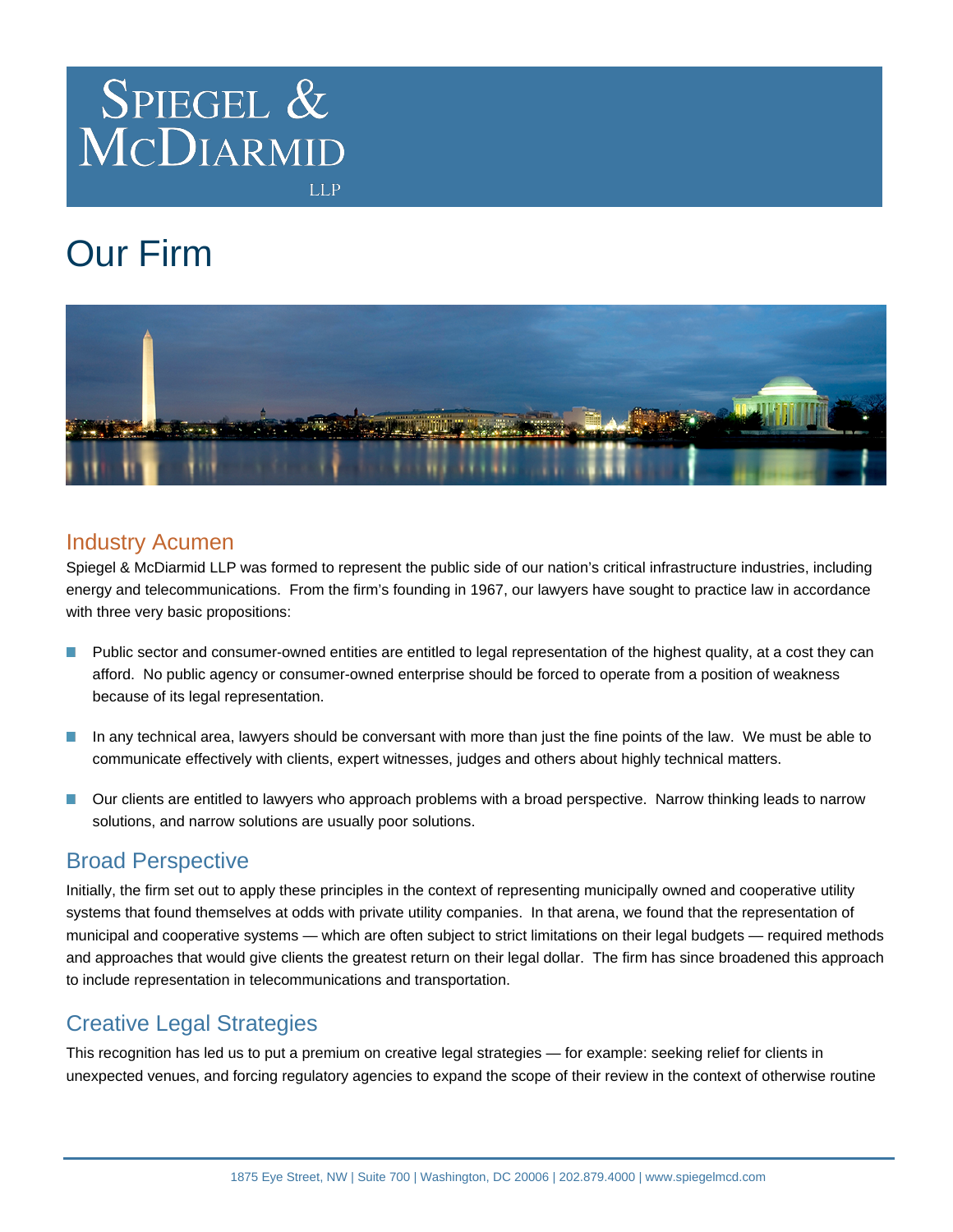# Spiegel & McDiarmid LLP

# Our Firm

## Industry Acumen

Spiegel & McDiarmid LLP was formed to represent the public side of our nation's critical infrastructure industries, including energy and telecommunications. From the firm's founding in 1967, our lawyers have sought to practice law in accordance with three very basic propositions:

- Public sector and consumer-owned entities are entitled to legal representation of the highest quality, at a cost they can afford. No public agency or consumer-owned enterprise should be forced to operate from a position of weakness because of its legal representation.
- In any technical area, lawyers should be conversant with more than just the fine points of the law. We must be able to communicate effectively with clients, expert witnesses, judges and others about highly technical matters.
- Our clients are entitled to lawyers who approach problems with a broad perspective. Narrow thinking leads to narrow solutions, and narrow solutions are usually poor solutions.

## Broad Perspective

Initially, the firm set out to apply these principles in the context of representing municipally owned and cooperative utility systems that found themselves at odds with private utility companies. In that arena, we found that the representation of municipal and cooperative systems — which are often subject to strict limitations on their legal budgets — required methods and approaches that would give clients the greatest return on their legal dollar. The firm has since broadened this approach to include representation in telecommunications and transportation.

## Creative Legal Strategies

This recognition has led us to put a premium on creative legal strategies — for example: seeking relief for clients in unexpected venues, and forcing regulatory agencies to expand the scope of their review in the context of otherwise routine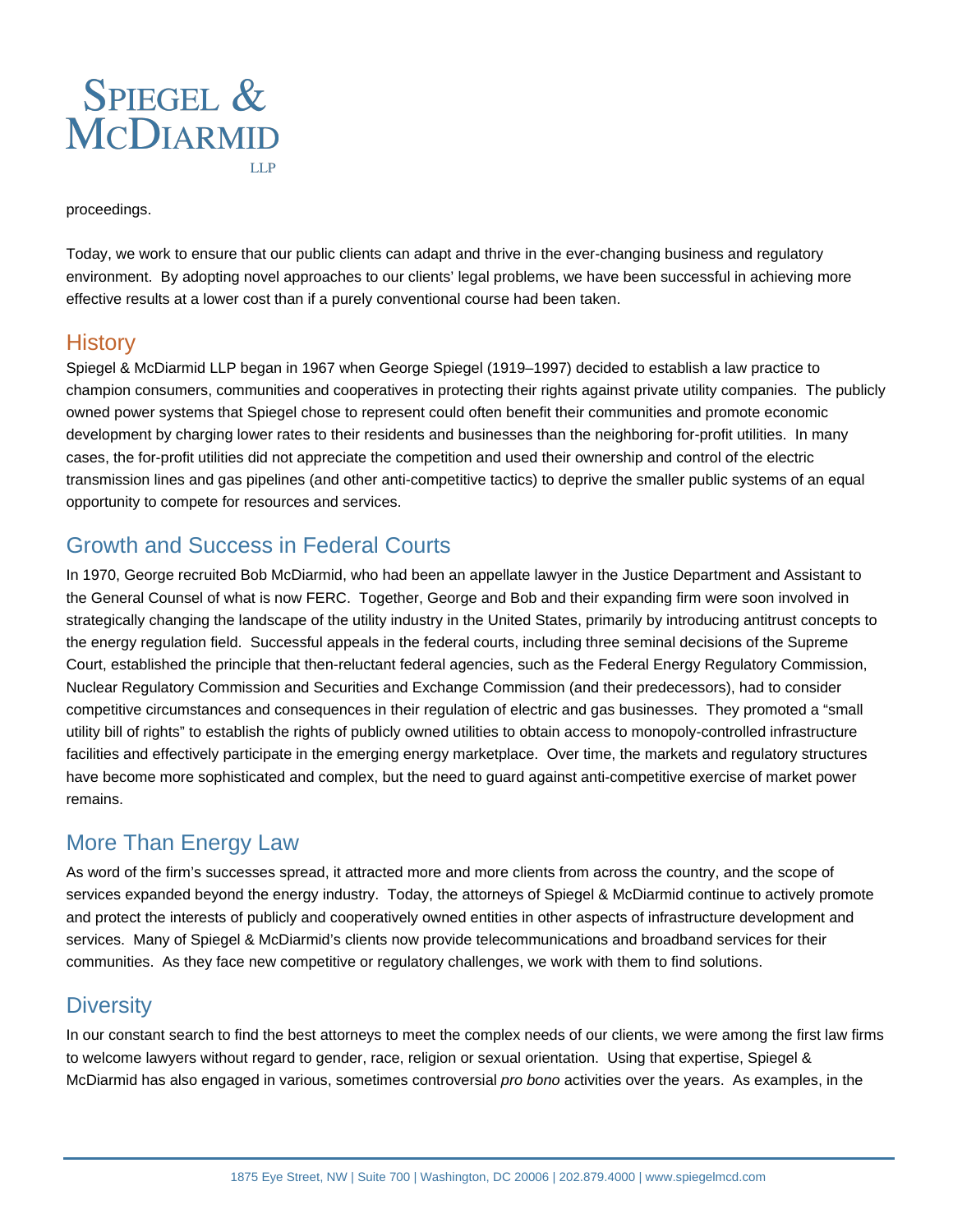proceedings.

Today, we work to ensure that our public clients can adapt and thrive in the ever-changing business and regulatory environment. By adopting novel approaches to our clients' legal problems, we have been successful in achieving more effective results at a lower cost than if a purely conventional course had been taken.

## History

Spiegel & McDiarmid LLP began in 1967 when George Spiegel (1919–1997) decided to establish a law practice to champion consumers, communities and cooperatives in protecting their rights against private utility companies. The publicly owned power systems that Spiegel chose to represent could often benefit their communities and promote economic development by charging lower rates to their residents and businesses than the neighboring for-profit utilities. In many cases, the for-profit utilities did not appreciate the competition and used their ownership and control of the electric transmission lines and gas pipelines (and other anti-competitive tactics) to deprive the smaller public systems of an equal opportunity to compete for resources and services.

## Growth and Success in Federal Courts

In 1970, George recruited Bob McDiarmid, who had been an appellate lawyer in the Justice Department and Assistant to the General Counsel of what is now FERC. Together, George and Bob and their expanding firm were soon involved in strategically changing the landscape of the utility industry in the United States, primarily by introducing antitrust concepts to the energy regulation field. Successful appeals in the federal courts, including three seminal decisions of the Supreme Court, established the principle that then-reluctant federal agencies, such as the Federal Energy Regulatory Commission, Nuclear Regulatory Commission and Securities and Exchange Commission (and their predecessors), had to consider competitive circumstances and consequences in their regulation of electric and gas businesses. They promoted a "small utility bill of rights" to establish the rights of publicly owned utilities to obtain access to monopoly-controlled infrastructure facilities and effectively participate in the emerging energy marketplace. Over time, the markets and regulatory structures have become more sophisticated and complex, but the need to guard against anti-competitive exercise of market power remains.

## More Than Energy Law

As word of the firm's successes spread, it attracted more and more clients from across the country, and the scope of services expanded beyond the energy industry. Today, the attorneys of Spiegel & McDiarmid continue to actively promote and protect the interests of publicly and cooperatively owned entities in other aspects of infrastructure development and services. Many of Spiegel & McDiarmid's clients now provide telecommunications and broadband services for their communities. As they face new competitive or regulatory challenges, we work with them to find solutions.

## Diversity

In our constant search to find the best attorneys to meet the complex needs of our clients, we were among the first law firms to welcome lawyers without regard to gender, race, religion or sexual orientation. Using that expertise, Spiegel & McDiarmid has also engaged in various, sometimes controversial *pro bono* activities over the years. As examples, in the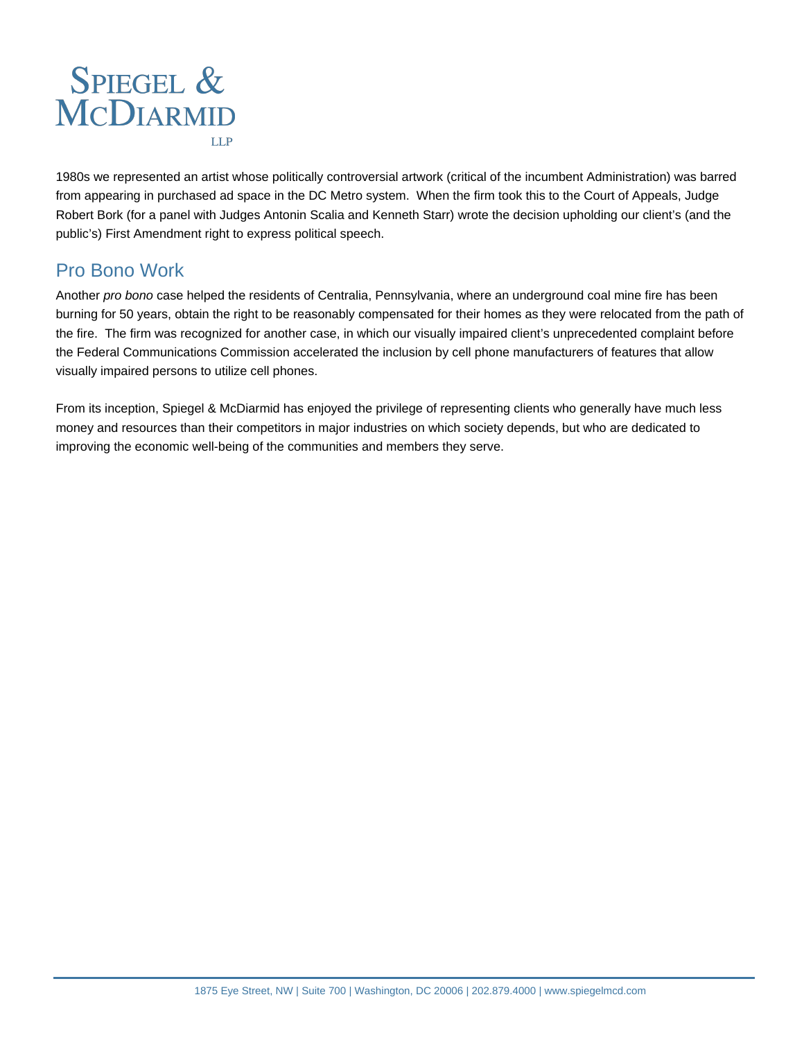1980s we represented an artist whose politically controversial artwork (critical of the incumbent Administration) was barred from appearing in purchased ad space in the DC Metro system. When the firm took this to the Court of Appeals, Judge Robert Bork (for a panel with Judges Antonin Scalia and Kenneth Starr) wrote the decision upholding our client's (and the public's) First Amendment right to express political speech.

## Pro Bono Work

Another *pro bono* case helped the residents of Centralia, Pennsylvania, where an underground coal mine fire has been burning for 50 years, obtain the right to be reasonably compensated for their homes as they were relocated from the path of the fire. The firm was recognized for another case, in which our visually impaired client's unprecedented complaint before the Federal Communications Commission accelerated the inclusion by cell phone manufacturers of features that allow visually impaired persons to utilize cell phones.

From its inception, Spiegel & McDiarmid has enjoyed the privilege of representing clients who generally have much less money and resources than their competitors in major industries on which society depends, but who are dedicated to improving the economic well-being of the communities and members they serve.